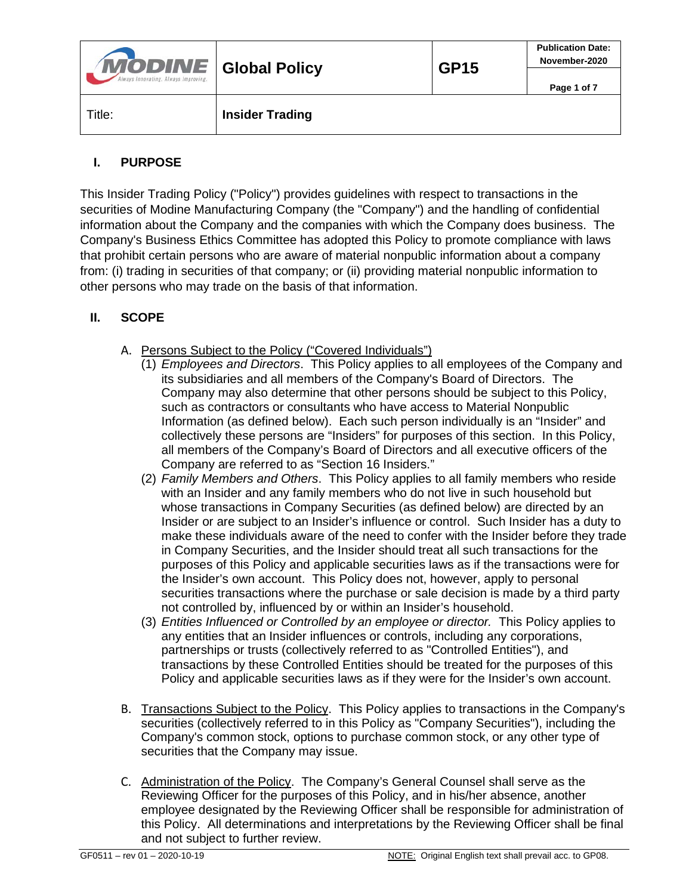| | Global Policy | GP15 | Publication Date: November-2020 |
|---|---|---|---|
| Title: | **Insider Trading** | | |

## I. PURPOSE

This Insider Trading Policy ("Policy") provides guidelines with respect to transactions in the securities of Modine Manufacturing Company (the "Company") and the handling of confidential information about the Company and the companies with which the Company does business. The Company's Business Ethics Committee has adopted this Policy to promote compliance with laws that prohibit certain persons who are aware of material nonpublic information about a company from: (i) trading in securities of that company; or (ii) providing material nonpublic information to other persons who may trade on the basis of that information.

## II. SCOPE

A. Persons Subject to the Policy ("Covered Individuals")

(1) *Employees and Directors*. This Policy applies to all employees of the Company and its subsidiaries and all members of the Company's Board of Directors. The Company may also determine that other persons should be subject to this Policy, such as contractors or consultants who have access to Material Nonpublic Information (as defined below). Each such person individually is an "Insider" and collectively these persons are "Insiders" for purposes of this section. In this Policy, all members of the Company's Board of Directors and all executive officers of the Company are referred to as "Section 16 Insiders."

(2) *Family Members and Others*. This Policy applies to all family members who reside with an Insider and any family members who do not live in such household but whose transactions in Company Securities (as defined below) are directed by an Insider or are subject to an Insider's influence or control. Such Insider has a duty to make these individuals aware of the need to confer with the Insider before they trade in Company Securities, and the Insider should treat all such transactions for the purposes of this Policy and applicable securities laws as if the transactions were for the Insider's own account. This Policy does not, however, apply to personal securities transactions where the purchase or sale decision is made by a third party not controlled by, influenced by or within an Insider's household.

(3) *Entities Influenced or Controlled by an employee or director.* This Policy applies to any entities that an Insider influences or controls, including any corporations, partnerships or trusts (collectively referred to as "Controlled Entities"), and transactions by these Controlled Entities should be treated for the purposes of this Policy and applicable securities laws as if they were for the Insider's own account.

B. Transactions Subject to the Policy. This Policy applies to transactions in the Company's securities (collectively referred to in this Policy as "Company Securities"), including the Company's common stock, options to purchase common stock, or any other type of securities that the Company may issue.

C. Administration of the Policy. The Company's General Counsel shall serve as the Reviewing Officer for the purposes of this Policy, and in his/her absence, another employee designated by the Reviewing Officer shall be responsible for administration of this Policy. All determinations and interpretations by the Reviewing Officer shall be final and not subject to further review.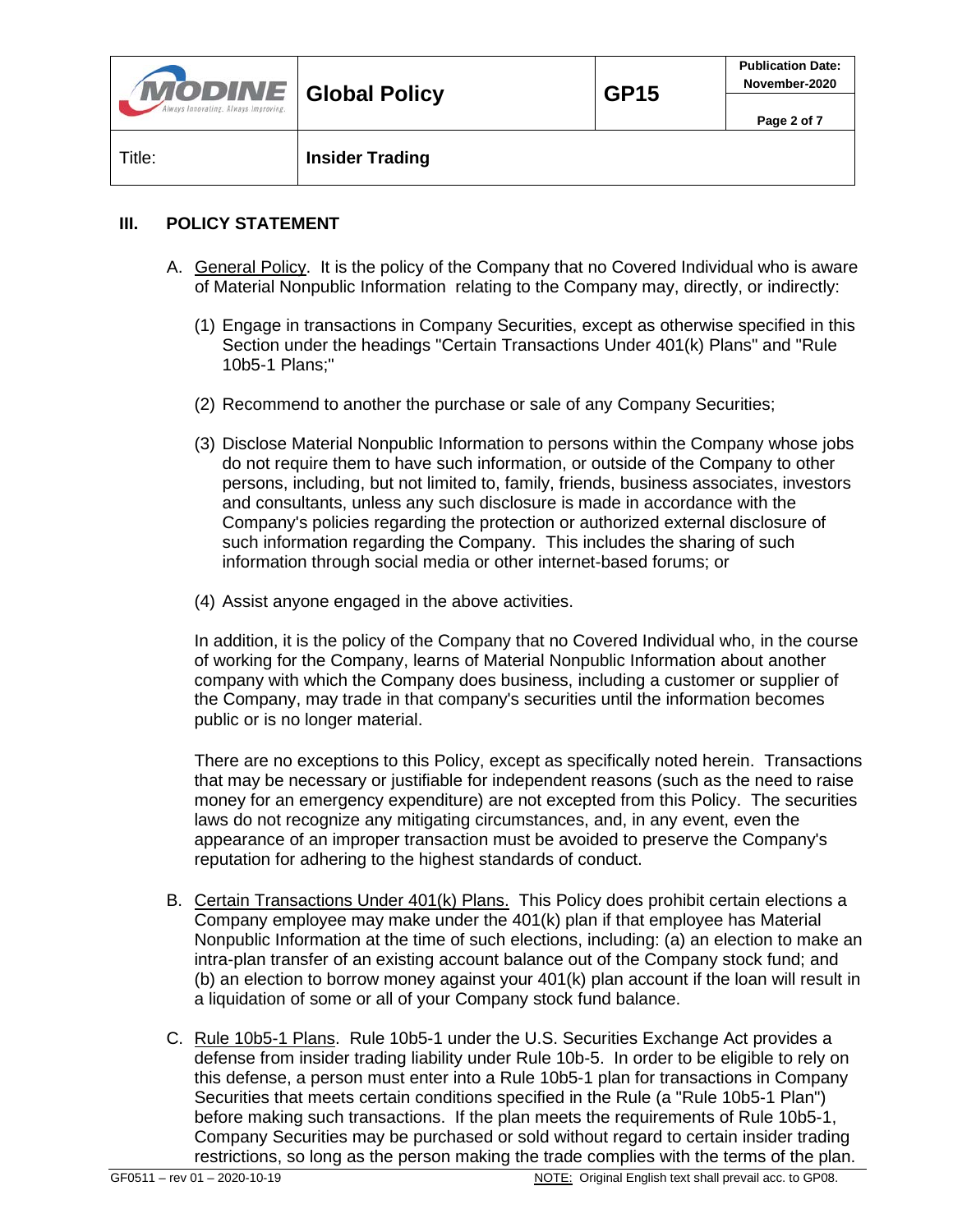## III. POLICY STATEMENT

A. General Policy. It is the policy of the Company that no Covered Individual who is aware of Material Nonpublic Information relating to the Company may, directly, or indirectly:

   (1) Engage in transactions in Company Securities, except as otherwise specified in this Section under the headings "Certain Transactions Under 401(k) Plans" and "Rule 10b5-1 Plans;"

   (2) Recommend to another the purchase or sale of any Company Securities;

   (3) Disclose Material Nonpublic Information to persons within the Company whose jobs do not require them to have such information, or outside of the Company to other persons, including, but not limited to, family, friends, business associates, investors and consultants, unless any such disclosure is made in accordance with the Company's policies regarding the protection or authorized external disclosure of such information regarding the Company. This includes the sharing of such information through social media or other internet-based forums; or

   (4) Assist anyone engaged in the above activities.

   In addition, it is the policy of the Company that no Covered Individual who, in the course of working for the Company, learns of Material Nonpublic Information about another company with which the Company does business, including a customer or supplier of the Company, may trade in that company's securities until the information becomes public or is no longer material.

   There are no exceptions to this Policy, except as specifically noted herein. Transactions that may be necessary or justifiable for independent reasons (such as the need to raise money for an emergency expenditure) are not excepted from this Policy. The securities laws do not recognize any mitigating circumstances, and, in any event, even the appearance of an improper transaction must be avoided to preserve the Company's reputation for adhering to the highest standards of conduct.

B. Certain Transactions Under 401(k) Plans. This Policy does prohibit certain elections a Company employee may make under the 401(k) plan if that employee has Material Nonpublic Information at the time of such elections, including: (a) an election to make an intra-plan transfer of an existing account balance out of the Company stock fund; and (b) an election to borrow money against your 401(k) plan account if the loan will result in a liquidation of some or all of your Company stock fund balance.

C. Rule 10b5-1 Plans. Rule 10b5-1 under the U.S. Securities Exchange Act provides a defense from insider trading liability under Rule 10b-5. In order to be eligible to rely on this defense, a person must enter into a Rule 10b5-1 plan for transactions in Company Securities that meets certain conditions specified in the Rule (a "Rule 10b5-1 Plan") before making such transactions. If the plan meets the requirements of Rule 10b5-1, Company Securities may be purchased or sold without regard to certain insider trading restrictions, so long as the person making the trade complies with the terms of the plan.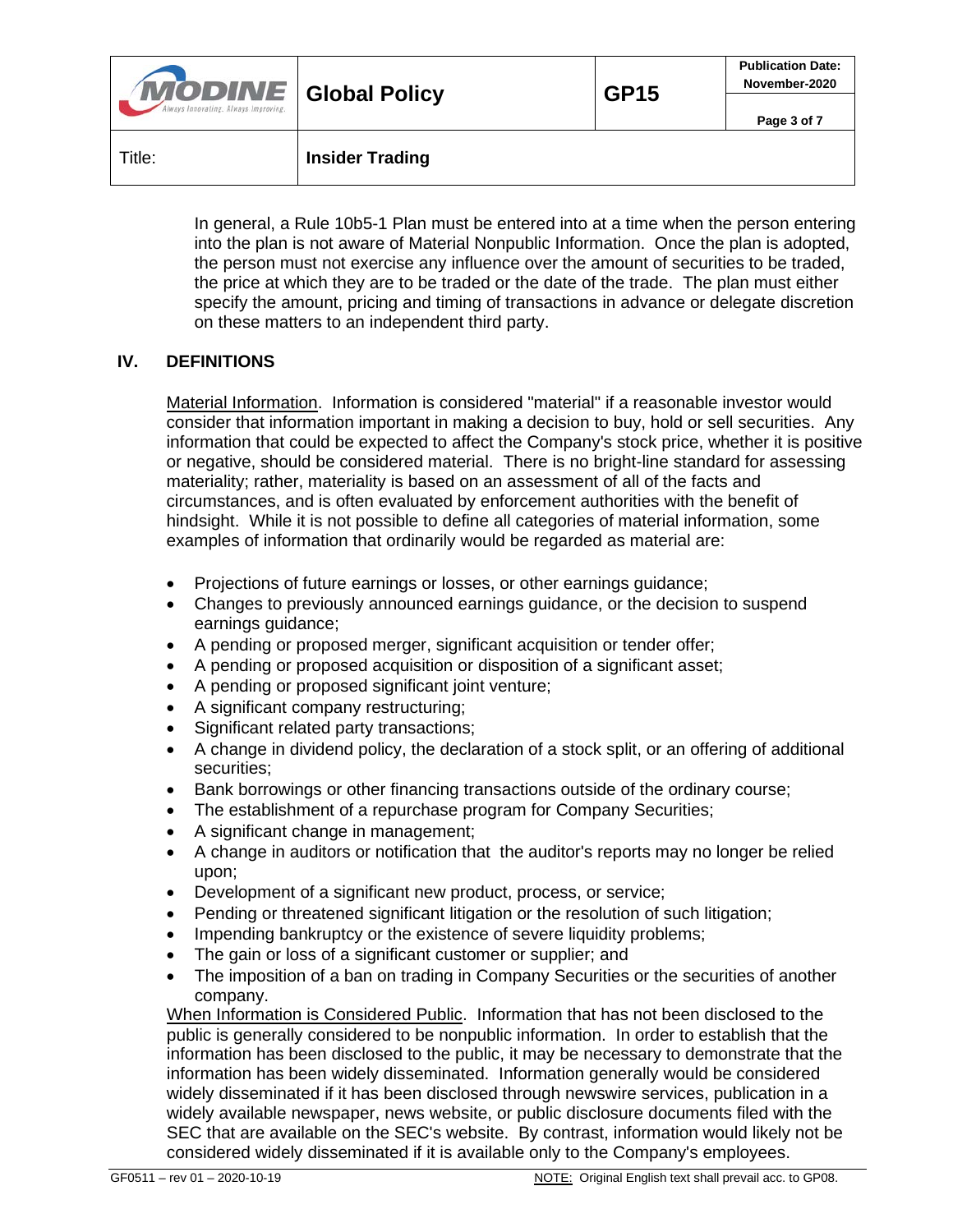In general, a Rule 10b5-1 Plan must be entered into at a time when the person entering into the plan is not aware of Material Nonpublic Information. Once the plan is adopted, the person must not exercise any influence over the amount of securities to be traded, the price at which they are to be traded or the date of the trade. The plan must either specify the amount, pricing and timing of transactions in advance or delegate discretion on these matters to an independent third party.

## IV. DEFINITIONS

Material Information. Information is considered "material" if a reasonable investor would consider that information important in making a decision to buy, hold or sell securities. Any information that could be expected to affect the Company's stock price, whether it is positive or negative, should be considered material. There is no bright-line standard for assessing materiality; rather, materiality is based on an assessment of all of the facts and circumstances, and is often evaluated by enforcement authorities with the benefit of hindsight. While it is not possible to define all categories of material information, some examples of information that ordinarily would be regarded as material are:

- Projections of future earnings or losses, or other earnings guidance;
- Changes to previously announced earnings guidance, or the decision to suspend earnings guidance;
- A pending or proposed merger, significant acquisition or tender offer;
- A pending or proposed acquisition or disposition of a significant asset;
- A pending or proposed significant joint venture;
- A significant company restructuring;
- Significant related party transactions;
- A change in dividend policy, the declaration of a stock split, or an offering of additional securities;
- Bank borrowings or other financing transactions outside of the ordinary course;
- The establishment of a repurchase program for Company Securities;
- A significant change in management;
- A change in auditors or notification that the auditor's reports may no longer be relied upon;
- Development of a significant new product, process, or service;
- Pending or threatened significant litigation or the resolution of such litigation;
- Impending bankruptcy or the existence of severe liquidity problems;
- The gain or loss of a significant customer or supplier; and
- The imposition of a ban on trading in Company Securities or the securities of another company.

When Information is Considered Public. Information that has not been disclosed to the public is generally considered to be nonpublic information. In order to establish that the information has been disclosed to the public, it may be necessary to demonstrate that the information has been widely disseminated. Information generally would be considered widely disseminated if it has been disclosed through newswire services, publication in a widely available newspaper, news website, or public disclosure documents filed with the SEC that are available on the SEC's website. By contrast, information would likely not be considered widely disseminated if it is available only to the Company's employees.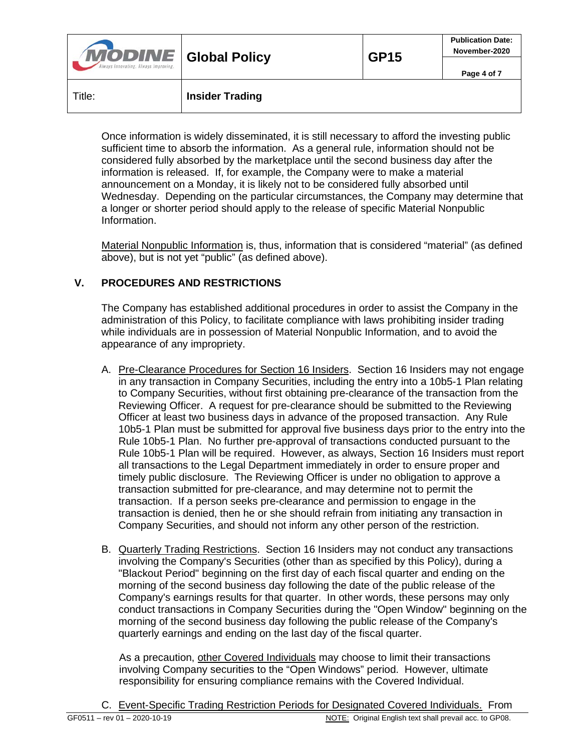Once information is widely disseminated, it is still necessary to afford the investing public sufficient time to absorb the information. As a general rule, information should not be considered fully absorbed by the marketplace until the second business day after the information is released. If, for example, the Company were to make a material announcement on a Monday, it is likely not to be considered fully absorbed until Wednesday. Depending on the particular circumstances, the Company may determine that a longer or shorter period should apply to the release of specific Material Nonpublic Information.

Material Nonpublic Information is, thus, information that is considered "material" (as defined above), but is not yet "public" (as defined above).

## V. PROCEDURES AND RESTRICTIONS

The Company has established additional procedures in order to assist the Company in the administration of this Policy, to facilitate compliance with laws prohibiting insider trading while individuals are in possession of Material Nonpublic Information, and to avoid the appearance of any impropriety.

A. Pre-Clearance Procedures for Section 16 Insiders. Section 16 Insiders may not engage in any transaction in Company Securities, including the entry into a 10b5-1 Plan relating to Company Securities, without first obtaining pre-clearance of the transaction from the Reviewing Officer. A request for pre-clearance should be submitted to the Reviewing Officer at least two business days in advance of the proposed transaction. Any Rule 10b5-1 Plan must be submitted for approval five business days prior to the entry into the Rule 10b5-1 Plan. No further pre-approval of transactions conducted pursuant to the Rule 10b5-1 Plan will be required. However, as always, Section 16 Insiders must report all transactions to the Legal Department immediately in order to ensure proper and timely public disclosure. The Reviewing Officer is under no obligation to approve a transaction submitted for pre-clearance, and may determine not to permit the transaction. If a person seeks pre-clearance and permission to engage in the transaction is denied, then he or she should refrain from initiating any transaction in Company Securities, and should not inform any other person of the restriction.

B. Quarterly Trading Restrictions. Section 16 Insiders may not conduct any transactions involving the Company's Securities (other than as specified by this Policy), during a "Blackout Period" beginning on the first day of each fiscal quarter and ending on the morning of the second business day following the date of the public release of the Company's earnings results for that quarter. In other words, these persons may only conduct transactions in Company Securities during the "Open Window" beginning on the morning of the second business day following the public release of the Company's quarterly earnings and ending on the last day of the fiscal quarter.

   As a precaution, other Covered Individuals may choose to limit their transactions involving Company securities to the "Open Windows" period. However, ultimate responsibility for ensuring compliance remains with the Covered Individual.

C. Event-Specific Trading Restriction Periods for Designated Covered Individuals. From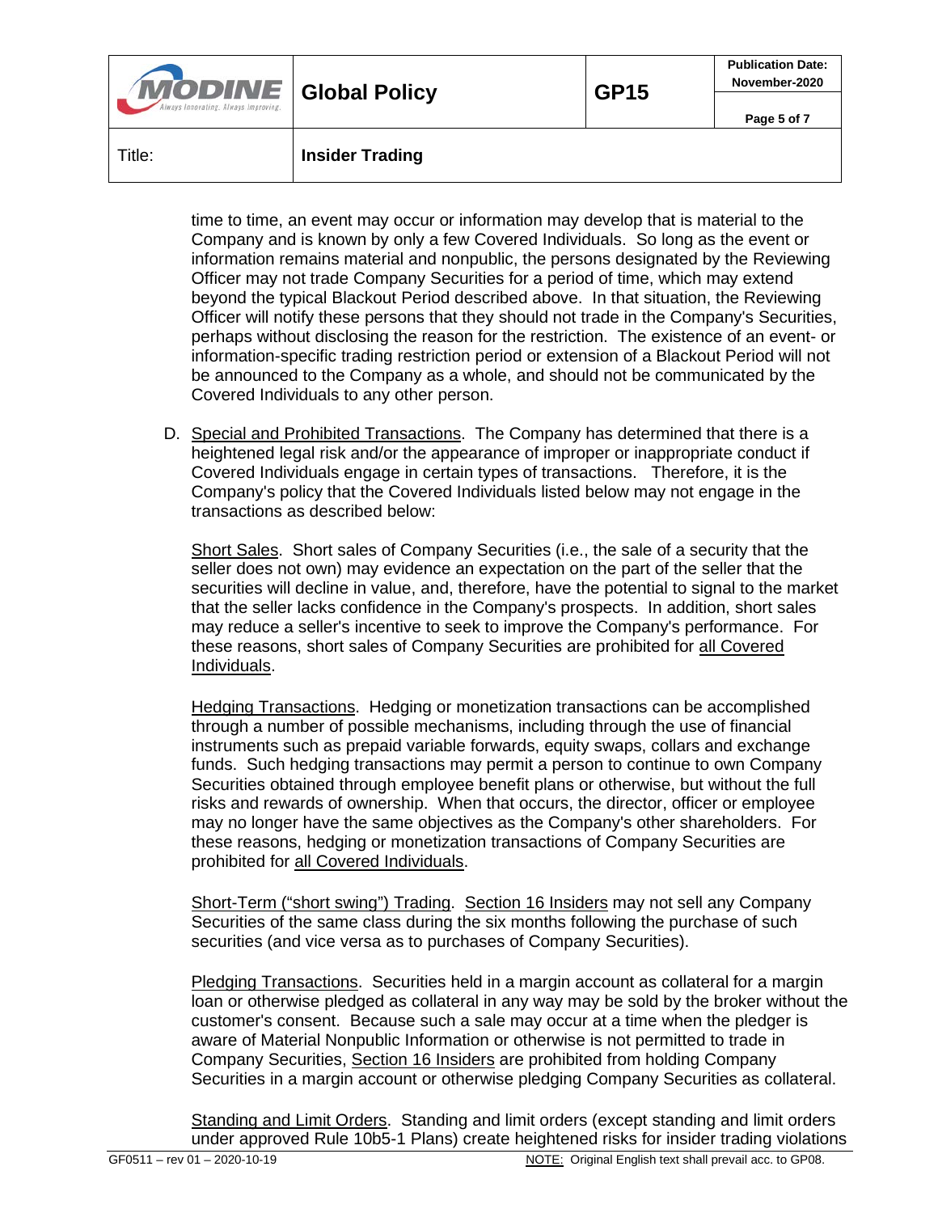time to time, an event may occur or information may develop that is material to the Company and is known by only a few Covered Individuals. So long as the event or information remains material and nonpublic, the persons designated by the Reviewing Officer may not trade Company Securities for a period of time, which may extend beyond the typical Blackout Period described above. In that situation, the Reviewing Officer will notify these persons that they should not trade in the Company's Securities, perhaps without disclosing the reason for the restriction. The existence of an event- or information-specific trading restriction period or extension of a Blackout Period will not be announced to the Company as a whole, and should not be communicated by the Covered Individuals to any other person.

D. Special and Prohibited Transactions. The Company has determined that there is a heightened legal risk and/or the appearance of improper or inappropriate conduct if Covered Individuals engage in certain types of transactions. Therefore, it is the Company's policy that the Covered Individuals listed below may not engage in the transactions as described below:

Short Sales. Short sales of Company Securities (i.e., the sale of a security that the seller does not own) may evidence an expectation on the part of the seller that the securities will decline in value, and, therefore, have the potential to signal to the market that the seller lacks confidence in the Company's prospects. In addition, short sales may reduce a seller's incentive to seek to improve the Company's performance. For these reasons, short sales of Company Securities are prohibited for all Covered Individuals.

Hedging Transactions. Hedging or monetization transactions can be accomplished through a number of possible mechanisms, including through the use of financial instruments such as prepaid variable forwards, equity swaps, collars and exchange funds. Such hedging transactions may permit a person to continue to own Company Securities obtained through employee benefit plans or otherwise, but without the full risks and rewards of ownership. When that occurs, the director, officer or employee may no longer have the same objectives as the Company's other shareholders. For these reasons, hedging or monetization transactions of Company Securities are prohibited for all Covered Individuals.

Short-Term ("short swing") Trading. Section 16 Insiders may not sell any Company Securities of the same class during the six months following the purchase of such securities (and vice versa as to purchases of Company Securities).

Pledging Transactions. Securities held in a margin account as collateral for a margin loan or otherwise pledged as collateral in any way may be sold by the broker without the customer's consent. Because such a sale may occur at a time when the pledger is aware of Material Nonpublic Information or otherwise is not permitted to trade in Company Securities, Section 16 Insiders are prohibited from holding Company Securities in a margin account or otherwise pledging Company Securities as collateral.

Standing and Limit Orders. Standing and limit orders (except standing and limit orders under approved Rule 10b5-1 Plans) create heightened risks for insider trading violations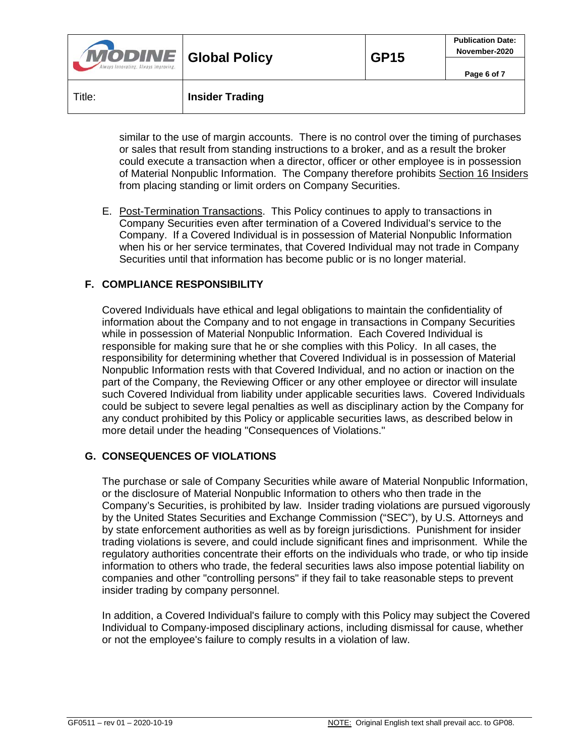similar to the use of margin accounts. There is no control over the timing of purchases or sales that result from standing instructions to a broker, and as a result the broker could execute a transaction when a director, officer or other employee is in possession of Material Nonpublic Information. The Company therefore prohibits Section 16 Insiders from placing standing or limit orders on Company Securities.

E. Post-Termination Transactions. This Policy continues to apply to transactions in Company Securities even after termination of a Covered Individual's service to the Company. If a Covered Individual is in possession of Material Nonpublic Information when his or her service terminates, that Covered Individual may not trade in Company Securities until that information has become public or is no longer material.

## F. COMPLIANCE RESPONSIBILITY

Covered Individuals have ethical and legal obligations to maintain the confidentiality of information about the Company and to not engage in transactions in Company Securities while in possession of Material Nonpublic Information. Each Covered Individual is responsible for making sure that he or she complies with this Policy. In all cases, the responsibility for determining whether that Covered Individual is in possession of Material Nonpublic Information rests with that Covered Individual, and no action or inaction on the part of the Company, the Reviewing Officer or any other employee or director will insulate such Covered Individual from liability under applicable securities laws. Covered Individuals could be subject to severe legal penalties as well as disciplinary action by the Company for any conduct prohibited by this Policy or applicable securities laws, as described below in more detail under the heading "Consequences of Violations."

## G. CONSEQUENCES OF VIOLATIONS

The purchase or sale of Company Securities while aware of Material Nonpublic Information, or the disclosure of Material Nonpublic Information to others who then trade in the Company's Securities, is prohibited by law. Insider trading violations are pursued vigorously by the United States Securities and Exchange Commission ("SEC"), by U.S. Attorneys and by state enforcement authorities as well as by foreign jurisdictions. Punishment for insider trading violations is severe, and could include significant fines and imprisonment. While the regulatory authorities concentrate their efforts on the individuals who trade, or who tip inside information to others who trade, the federal securities laws also impose potential liability on companies and other "controlling persons" if they fail to take reasonable steps to prevent insider trading by company personnel.

In addition, a Covered Individual's failure to comply with this Policy may subject the Covered Individual to Company-imposed disciplinary actions, including dismissal for cause, whether or not the employee's failure to comply results in a violation of law.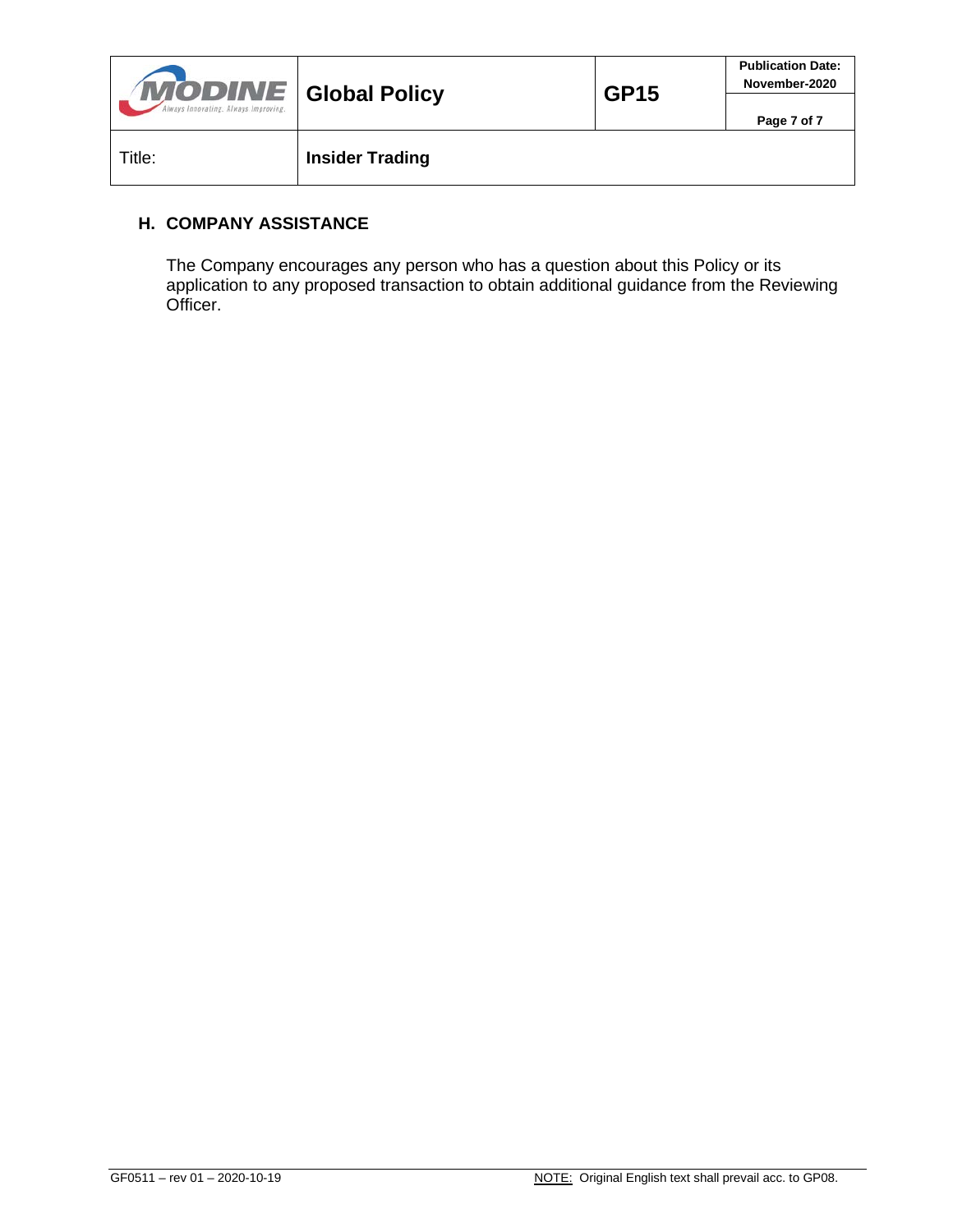## H. COMPANY ASSISTANCE

The Company encourages any person who has a question about this Policy or its application to any proposed transaction to obtain additional guidance from the Reviewing Officer.